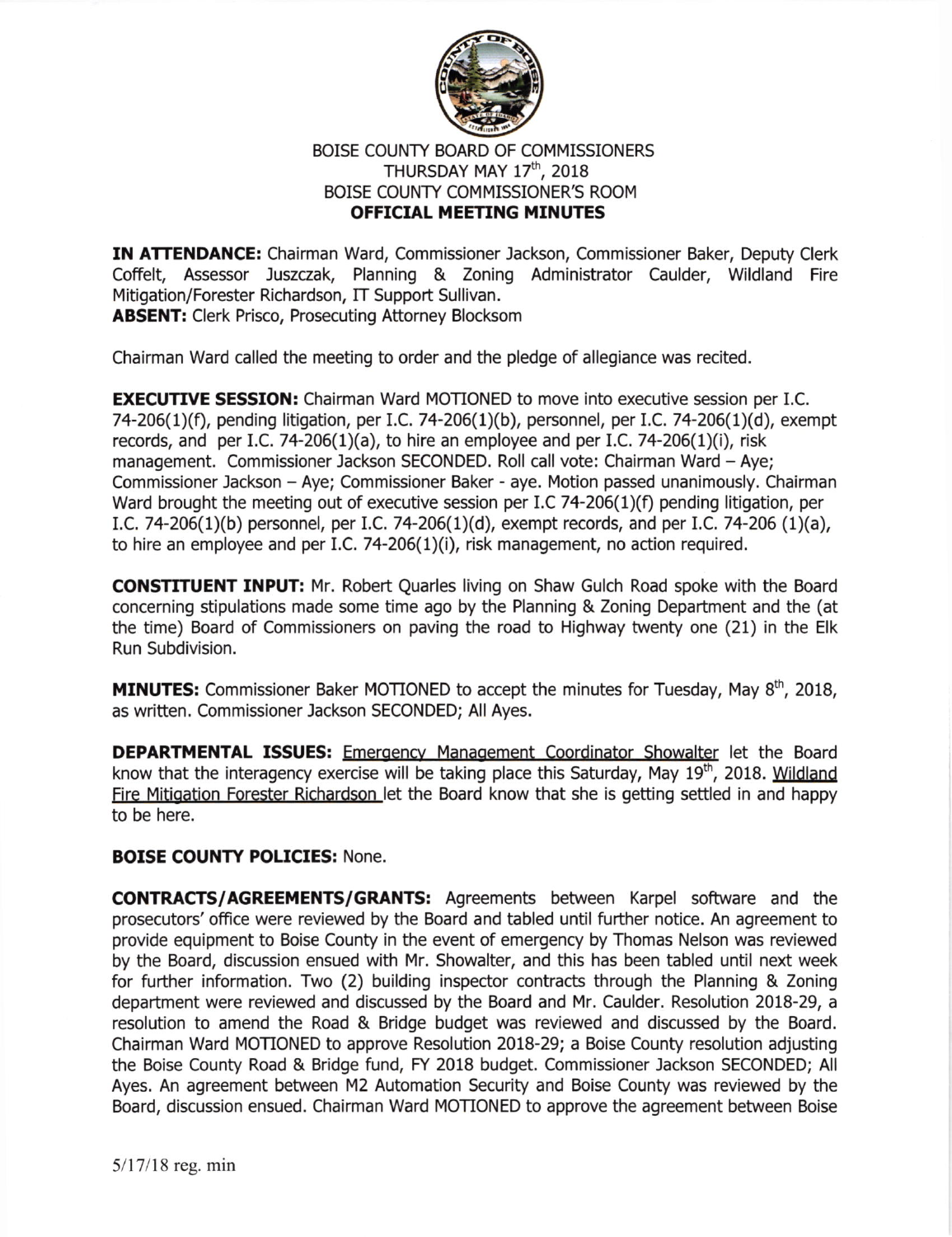BOISE COUNTY BOARD OF COMMISSIONERS
THURSDAY MAY 17th, 2018
BOISE COUNTY COMMISSIONER'S ROOM
**OFFICIAL MEETING MINUTES**

**IN ATTENDANCE:** Chairman Ward, Commissioner Jackson, Commissioner Baker, Deputy Clerk Coffelt, Assessor Juszczak, Planning & Zoning Administrator Caulder, Wildland Fire Mitigation/Forester Richardson, IT Support Sullivan.
**ABSENT:** Clerk Prisco, Prosecuting Attorney Blocksom

Chairman Ward called the meeting to order and the pledge of allegiance was recited.

**EXECUTIVE SESSION:** Chairman Ward MOTIONED to move into executive session per I.C. 74-206(1)(f), pending litigation, per I.C. 74-206(1)(b), personnel, per I.C. 74-206(1)(d), exempt records, and per I.C. 74-206(1)(a), to hire an employee and per I.C. 74-206(1)(i), risk management. Commissioner Jackson SECONDED. Roll call vote: Chairman Ward – Aye; Commissioner Jackson – Aye; Commissioner Baker - aye. Motion passed unanimously. Chairman Ward brought the meeting out of executive session per I.C 74-206(1)(f) pending litigation, per I.C. 74-206(1)(b) personnel, per I.C. 74-206(1)(d), exempt records, and per I.C. 74-206 (1)(a), to hire an employee and per I.C. 74-206(1)(i), risk management, no action required.

**CONSTITUENT INPUT:** Mr. Robert Quarles living on Shaw Gulch Road spoke with the Board concerning stipulations made some time ago by the Planning & Zoning Department and the (at the time) Board of Commissioners on paving the road to Highway twenty one (21) in the Elk Run Subdivision.

**MINUTES:** Commissioner Baker MOTIONED to accept the minutes for Tuesday, May 8th, 2018, as written. Commissioner Jackson SECONDED; All Ayes.

**DEPARTMENTAL ISSUES:** Emergency Management Coordinator Showalter let the Board know that the interagency exercise will be taking place this Saturday, May 19th, 2018. Wildland Fire Mitigation Forester Richardson let the Board know that she is getting settled in and happy to be here.

**BOISE COUNTY POLICIES:** None.

**CONTRACTS/AGREEMENTS/GRANTS:** Agreements between Karpel software and the prosecutors' office were reviewed by the Board and tabled until further notice. An agreement to provide equipment to Boise County in the event of emergency by Thomas Nelson was reviewed by the Board, discussion ensued with Mr. Showalter, and this has been tabled until next week for further information. Two (2) building inspector contracts through the Planning & Zoning department were reviewed and discussed by the Board and Mr. Caulder. Resolution 2018-29, a resolution to amend the Road & Bridge budget was reviewed and discussed by the Board. Chairman Ward MOTIONED to approve Resolution 2018-29; a Boise County resolution adjusting the Boise County Road & Bridge fund, FY 2018 budget. Commissioner Jackson SECONDED; All Ayes. An agreement between M2 Automation Security and Boise County was reviewed by the Board, discussion ensued. Chairman Ward MOTIONED to approve the agreement between Boise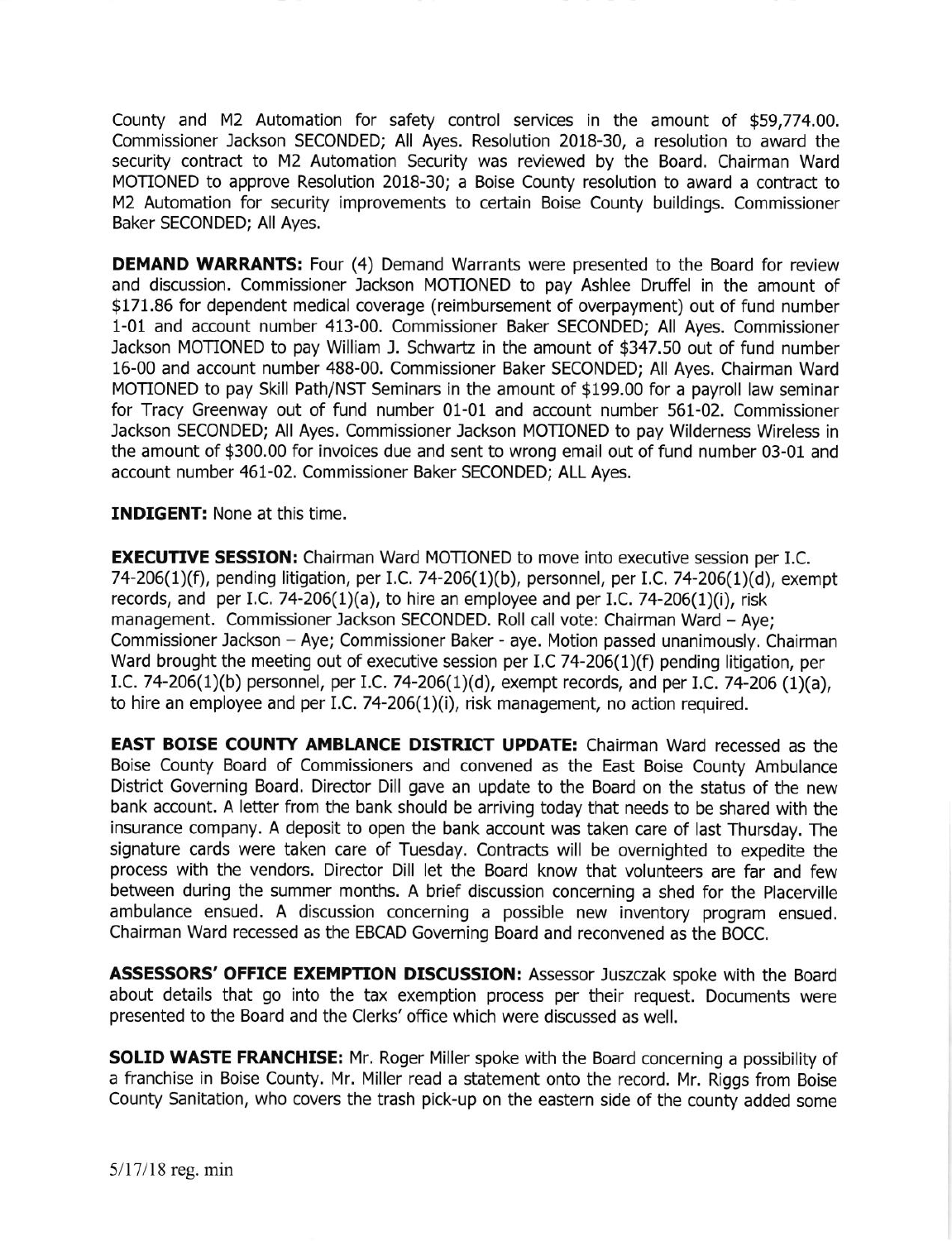County and M2 Automation for safety control services in the amount of $59,774.00. Commissioner Jackson SECONDED; All Ayes. Resolution 2018-30, a resolution to award the security contract to M2 Automation Security was reviewed by the Board. Chairman Ward MOTIONED to approve Resolution 2018-30; a Boise County resolution to award a contract to M2 Automation for security improvements to certain Boise County buildings. Commissioner Baker SECONDED; All Ayes.

**DEMAND WARRANTS:** Four (4) Demand Warrants were presented to the Board for review and discussion. Commissioner Jackson MOTIONED to pay Ashlee Druffel in the amount of $171.86 for dependent medical coverage (reimbursement of overpayment) out of fund number 1-01 and account number 413-00. Commissioner Baker SECONDED; All Ayes. Commissioner Jackson MOTIONED to pay William J. Schwartz in the amount of $347.50 out of fund number 16-00 and account number 488-00. Commissioner Baker SECONDED; All Ayes. Chairman Ward MOTIONED to pay Skill Path/NST Seminars in the amount of $199.00 for a payroll law seminar for Tracy Greenway out of fund number 01-01 and account number 561-02. Commissioner Jackson SECONDED; All Ayes. Commissioner Jackson MOTIONED to pay Wilderness Wireless in the amount of $300.00 for invoices due and sent to wrong email out of fund number 03-01 and account number 461-02. Commissioner Baker SECONDED; ALL Ayes.

**INDIGENT:** None at this time.

**EXECUTIVE SESSION:** Chairman Ward MOTIONED to move into executive session per I.C. 74-206(1)(f), pending litigation, per I.C. 74-206(1)(b), personnel, per I.C. 74-206(1)(d), exempt records, and per I.C. 74-206(1)(a), to hire an employee and per I.C. 74-206(1)(i), risk management. Commissioner Jackson SECONDED. Roll call vote: Chairman Ward – Aye; Commissioner Jackson – Aye; Commissioner Baker - aye. Motion passed unanimously. Chairman Ward brought the meeting out of executive session per I.C 74-206(1)(f) pending litigation, per I.C. 74-206(1)(b) personnel, per I.C. 74-206(1)(d), exempt records, and per I.C. 74-206 (1)(a), to hire an employee and per I.C. 74-206(1)(i), risk management, no action required.

**EAST BOISE COUNTY AMBLANCE DISTRICT UPDATE:** Chairman Ward recessed as the Boise County Board of Commissioners and convened as the East Boise County Ambulance District Governing Board. Director Dill gave an update to the Board on the status of the new bank account. A letter from the bank should be arriving today that needs to be shared with the insurance company. A deposit to open the bank account was taken care of last Thursday. The signature cards were taken care of Tuesday. Contracts will be overnighted to expedite the process with the vendors. Director Dill let the Board know that volunteers are far and few between during the summer months. A brief discussion concerning a shed for the Placerville ambulance ensued. A discussion concerning a possible new inventory program ensued. Chairman Ward recessed as the EBCAD Governing Board and reconvened as the BOCC.

**ASSESSORS' OFFICE EXEMPTION DISCUSSION:** Assessor Juszczak spoke with the Board about details that go into the tax exemption process per their request. Documents were presented to the Board and the Clerks' office which were discussed as well.

**SOLID WASTE FRANCHISE:** Mr. Roger Miller spoke with the Board concerning a possibility of a franchise in Boise County. Mr. Miller read a statement onto the record. Mr. Riggs from Boise County Sanitation, who covers the trash pick-up on the eastern side of the county added some